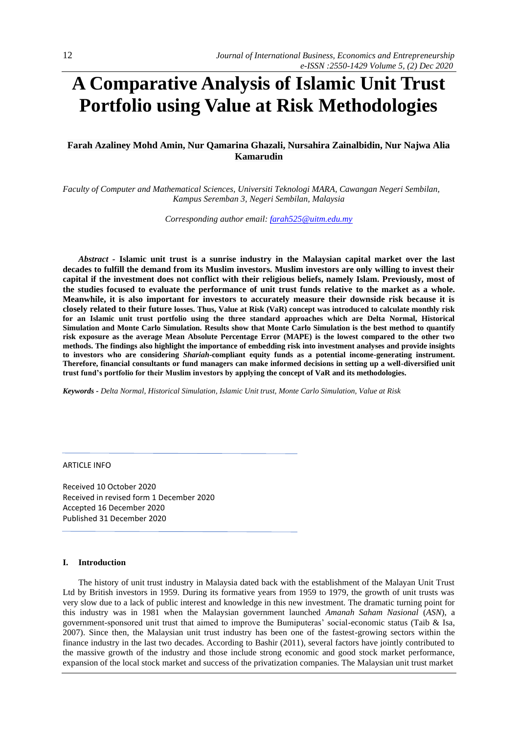# A Comparative Analysis of Islamic Unit Trust Portfolio using Value at Risk Methodologies

**Farah Azaliney Mohd Amin, Nur Qamarina Ghazali, Nursahira Zainalbidin, Nur Najwa Alia Kamarudin**

*Faculty of Computer and Mathematical Sciences, Universiti Teknologi MARA, Cawangan Negeri Sembilan, Kampus Seremban 3, Negeri Sembilan, Malaysia*

*Corresponding author email: farah525@uitm.edu.my*

*Abstract* - **Islamic unit trust is a sunrise industry in the Malaysian capital market over the last decades to fulfill the demand from its Muslim investors. Muslim investors are only willing to invest their capital if the investment does not conflict with their religious beliefs, namely Islam. Previously, most of the studies focused to evaluate the performance of unit trust funds relative to the market as a whole. Meanwhile, it is also important for investors to accurately measure their downside risk because it is closely related to their future losses. Thus, Value at Risk (VaR) concept was introduced to calculate monthly risk for an Islamic unit trust portfolio using the three standard approaches which are Delta Normal, Historical Simulation and Monte Carlo Simulation. Results show that Monte Carlo Simulation is the best method to quantify risk exposure as the average Mean Absolute Percentage Error (MAPE) is the lowest compared to the other two methods. The findings also highlight the importance of embedding risk into investment analyses and provide insights to investors who are considering *Shariah*-compliant equity funds as a potential income-generating instrument. Therefore, financial consultants or fund managers can make informed decisions in setting up a well-diversified unit trust fund's portfolio for their Muslim investors by applying the concept of VaR and its methodologies.**

***Keywords*** - *Delta Normal, Historical Simulation, Islamic Unit trust, Monte Carlo Simulation, Value at Risk*

ARTICLE INFO

Received 10 October 2020
Received in revised form 1 December 2020
Accepted 16 December 2020
Published 31 December 2020

## I. Introduction

The history of unit trust industry in Malaysia dated back with the establishment of the Malayan Unit Trust Ltd by British investors in 1959. During its formative years from 1959 to 1979, the growth of unit trusts was very slow due to a lack of public interest and knowledge in this new investment. The dramatic turning point for this industry was in 1981 when the Malaysian government launched *Amanah Saham Nasional* (*ASN*), a government-sponsored unit trust that aimed to improve the Bumiputeras' social-economic status (Taib & Isa, 2007). Since then, the Malaysian unit trust industry has been one of the fastest-growing sectors within the finance industry in the last two decades. According to Bashir (2011), several factors have jointly contributed to the massive growth of the industry and those include strong economic and good stock market performance, expansion of the local stock market and success of the privatization companies. The Malaysian unit trust market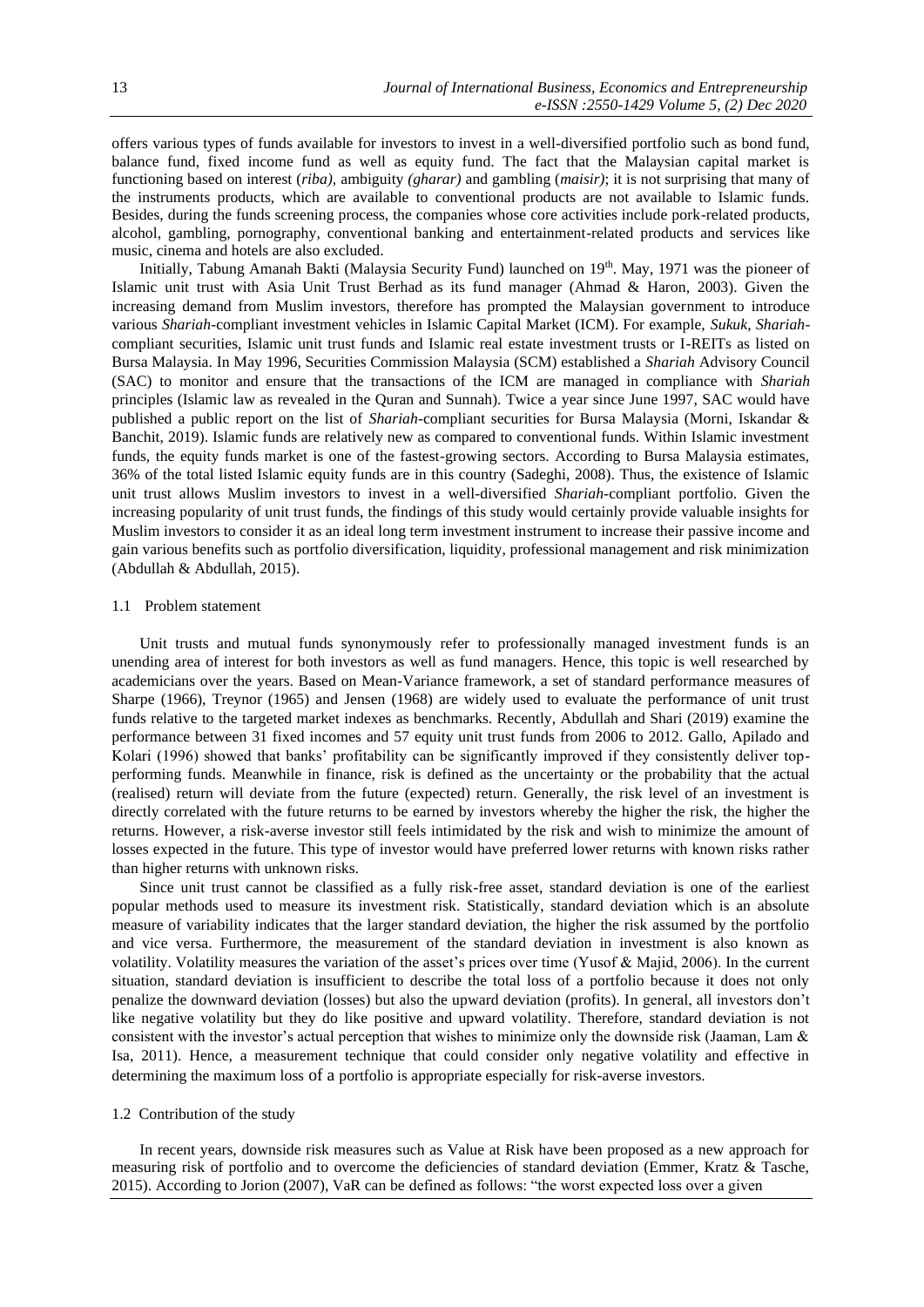offers various types of funds available for investors to invest in a well-diversified portfolio such as bond fund, balance fund, fixed income fund as well as equity fund. The fact that the Malaysian capital market is functioning based on interest (*riba),* ambiguity *(gharar)* and gambling (*maisir)*; it is not surprising that many of the instruments products, which are available to conventional products are not available to Islamic funds. Besides, during the funds screening process, the companies whose core activities include pork-related products, alcohol, gambling, pornography, conventional banking and entertainment-related products and services like music, cinema and hotels are also excluded.

Initially, Tabung Amanah Bakti (Malaysia Security Fund) launched on 19th. May, 1971 was the pioneer of Islamic unit trust with Asia Unit Trust Berhad as its fund manager (Ahmad & Haron, 2003). Given the increasing demand from Muslim investors, therefore has prompted the Malaysian government to introduce various *Shariah*-compliant investment vehicles in Islamic Capital Market (ICM). For example, *Sukuk*, *Shariah*-compliant securities, Islamic unit trust funds and Islamic real estate investment trusts or I-REITs as listed on Bursa Malaysia. In May 1996, Securities Commission Malaysia (SCM) established a *Shariah* Advisory Council (SAC) to monitor and ensure that the transactions of the ICM are managed in compliance with *Shariah* principles (Islamic law as revealed in the Quran and Sunnah). Twice a year since June 1997, SAC would have published a public report on the list of *Shariah*-compliant securities for Bursa Malaysia (Morni, Iskandar & Banchit, 2019). Islamic funds are relatively new as compared to conventional funds. Within Islamic investment funds, the equity funds market is one of the fastest-growing sectors. According to Bursa Malaysia estimates, 36% of the total listed Islamic equity funds are in this country (Sadeghi, 2008). Thus, the existence of Islamic unit trust allows Muslim investors to invest in a well-diversified *Shariah*-compliant portfolio. Given the increasing popularity of unit trust funds, the findings of this study would certainly provide valuable insights for Muslim investors to consider it as an ideal long term investment instrument to increase their passive income and gain various benefits such as portfolio diversification, liquidity, professional management and risk minimization (Abdullah & Abdullah, 2015).

### 1.1 Problem statement

Unit trusts and mutual funds synonymously refer to professionally managed investment funds is an unending area of interest for both investors as well as fund managers. Hence, this topic is well researched by academicians over the years. Based on Mean-Variance framework, a set of standard performance measures of Sharpe (1966), Treynor (1965) and Jensen (1968) are widely used to evaluate the performance of unit trust funds relative to the targeted market indexes as benchmarks. Recently, Abdullah and Shari (2019) examine the performance between 31 fixed incomes and 57 equity unit trust funds from 2006 to 2012. Gallo, Apilado and Kolari (1996) showed that banks' profitability can be significantly improved if they consistently deliver top-performing funds. Meanwhile in finance, risk is defined as the uncertainty or the probability that the actual (realised) return will deviate from the future (expected) return. Generally, the risk level of an investment is directly correlated with the future returns to be earned by investors whereby the higher the risk, the higher the returns. However, a risk-averse investor still feels intimidated by the risk and wish to minimize the amount of losses expected in the future. This type of investor would have preferred lower returns with known risks rather than higher returns with unknown risks.

Since unit trust cannot be classified as a fully risk-free asset, standard deviation is one of the earliest popular methods used to measure its investment risk. Statistically, standard deviation which is an absolute measure of variability indicates that the larger standard deviation, the higher the risk assumed by the portfolio and vice versa. Furthermore, the measurement of the standard deviation in investment is also known as volatility. Volatility measures the variation of the asset's prices over time (Yusof & Majid, 2006). In the current situation, standard deviation is insufficient to describe the total loss of a portfolio because it does not only penalize the downward deviation (losses) but also the upward deviation (profits). In general, all investors don't like negative volatility but they do like positive and upward volatility. Therefore, standard deviation is not consistent with the investor's actual perception that wishes to minimize only the downside risk (Jaaman, Lam & Isa, 2011). Hence, a measurement technique that could consider only negative volatility and effective in determining the maximum loss of a portfolio is appropriate especially for risk-averse investors.

### 1.2 Contribution of the study

In recent years, downside risk measures such as Value at Risk have been proposed as a new approach for measuring risk of portfolio and to overcome the deficiencies of standard deviation (Emmer, Kratz & Tasche, 2015). According to Jorion (2007), VaR can be defined as follows: "the worst expected loss over a given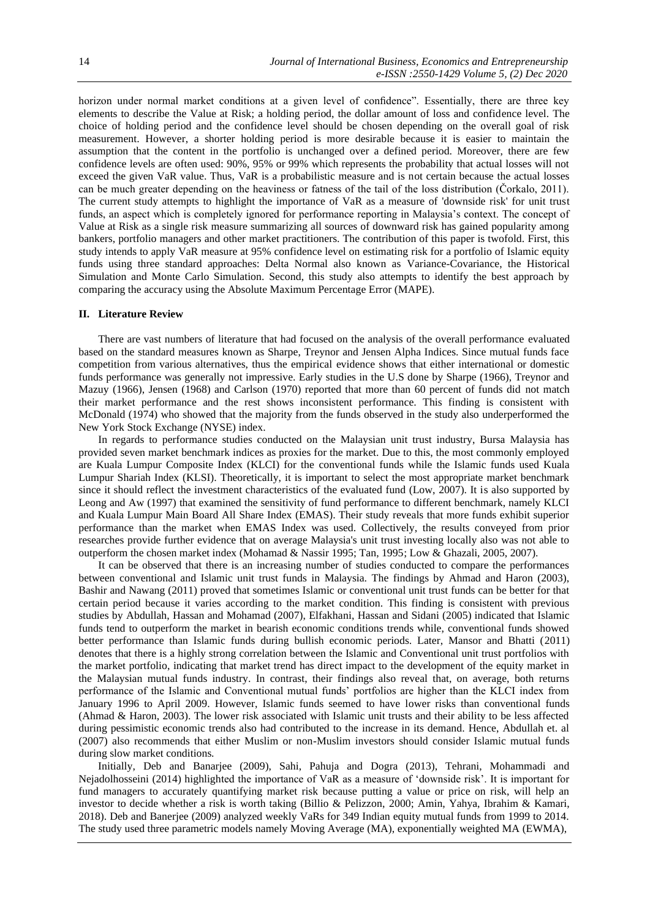horizon under normal market conditions at a given level of confidence". Essentially, there are three key elements to describe the Value at Risk; a holding period, the dollar amount of loss and confidence level. The choice of holding period and the confidence level should be chosen depending on the overall goal of risk measurement. However, a shorter holding period is more desirable because it is easier to maintain the assumption that the content in the portfolio is unchanged over a defined period. Moreover, there are few confidence levels are often used: 90%, 95% or 99% which represents the probability that actual losses will not exceed the given VaR value. Thus, VaR is a probabilistic measure and is not certain because the actual losses can be much greater depending on the heaviness or fatness of the tail of the loss distribution (Čorkalo, 2011). The current study attempts to highlight the importance of VaR as a measure of 'downside risk' for unit trust funds, an aspect which is completely ignored for performance reporting in Malaysia's context. The concept of Value at Risk as a single risk measure summarizing all sources of downward risk has gained popularity among bankers, portfolio managers and other market practitioners. The contribution of this paper is twofold. First, this study intends to apply VaR measure at 95% confidence level on estimating risk for a portfolio of Islamic equity funds using three standard approaches: Delta Normal also known as Variance-Covariance, the Historical Simulation and Monte Carlo Simulation. Second, this study also attempts to identify the best approach by comparing the accuracy using the Absolute Maximum Percentage Error (MAPE).

## II. Literature Review

There are vast numbers of literature that had focused on the analysis of the overall performance evaluated based on the standard measures known as Sharpe, Treynor and Jensen Alpha Indices. Since mutual funds face competition from various alternatives, thus the empirical evidence shows that either international or domestic funds performance was generally not impressive. Early studies in the U.S done by Sharpe (1966), Treynor and Mazuy (1966), Jensen (1968) and Carlson (1970) reported that more than 60 percent of funds did not match their market performance and the rest shows inconsistent performance. This finding is consistent with McDonald (1974) who showed that the majority from the funds observed in the study also underperformed the New York Stock Exchange (NYSE) index.

In regards to performance studies conducted on the Malaysian unit trust industry, Bursa Malaysia has provided seven market benchmark indices as proxies for the market. Due to this, the most commonly employed are Kuala Lumpur Composite Index (KLCI) for the conventional funds while the Islamic funds used Kuala Lumpur Shariah Index (KLSI). Theoretically, it is important to select the most appropriate market benchmark since it should reflect the investment characteristics of the evaluated fund (Low, 2007). It is also supported by Leong and Aw (1997) that examined the sensitivity of fund performance to different benchmark, namely KLCI and Kuala Lumpur Main Board All Share Index (EMAS). Their study reveals that more funds exhibit superior performance than the market when EMAS Index was used. Collectively, the results conveyed from prior researches provide further evidence that on average Malaysia's unit trust investing locally also was not able to outperform the chosen market index (Mohamad & Nassir 1995; Tan, 1995; Low & Ghazali, 2005, 2007).

It can be observed that there is an increasing number of studies conducted to compare the performances between conventional and Islamic unit trust funds in Malaysia. The findings by Ahmad and Haron (2003), Bashir and Nawang (2011) proved that sometimes Islamic or conventional unit trust funds can be better for that certain period because it varies according to the market condition. This finding is consistent with previous studies by Abdullah, Hassan and Mohamad (2007), Elfakhani, Hassan and Sidani (2005) indicated that Islamic funds tend to outperform the market in bearish economic conditions trends while, conventional funds showed better performance than Islamic funds during bullish economic periods. Later, Mansor and Bhatti (2011) denotes that there is a highly strong correlation between the Islamic and Conventional unit trust portfolios with the market portfolio, indicating that market trend has direct impact to the development of the equity market in the Malaysian mutual funds industry. In contrast, their findings also reveal that, on average, both returns performance of the Islamic and Conventional mutual funds' portfolios are higher than the KLCI index from January 1996 to April 2009. However, Islamic funds seemed to have lower risks than conventional funds (Ahmad & Haron, 2003). The lower risk associated with Islamic unit trusts and their ability to be less affected during pessimistic economic trends also had contributed to the increase in its demand. Hence, Abdullah et. al (2007) also recommends that either Muslim or non-Muslim investors should consider Islamic mutual funds during slow market conditions.

Initially, Deb and Banarjee (2009), Sahi, Pahuja and Dogra (2013), Tehrani, Mohammadi and Nejadolhosseini (2014) highlighted the importance of VaR as a measure of 'downside risk'. It is important for fund managers to accurately quantifying market risk because putting a value or price on risk, will help an investor to decide whether a risk is worth taking (Billio & Pelizzon, 2000; Amin, Yahya, Ibrahim & Kamari, 2018). Deb and Banerjee (2009) analyzed weekly VaRs for 349 Indian equity mutual funds from 1999 to 2014. The study used three parametric models namely Moving Average (MA), exponentially weighted MA (EWMA),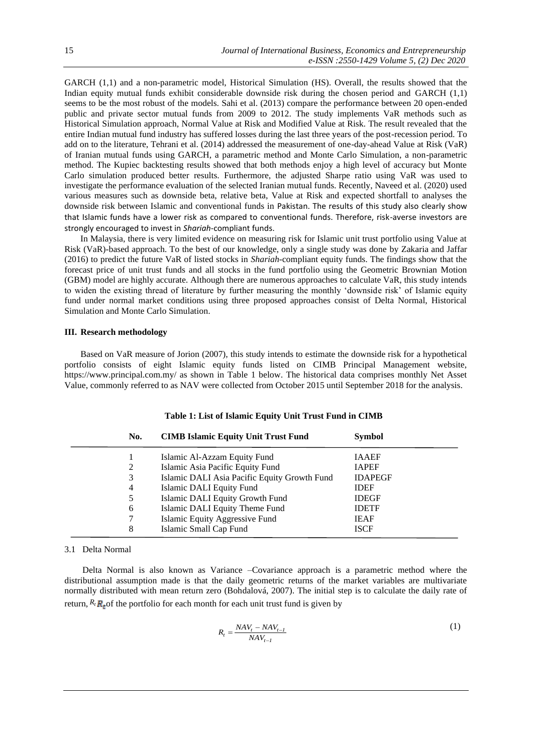GARCH (1,1) and a non-parametric model, Historical Simulation (HS). Overall, the results showed that the Indian equity mutual funds exhibit considerable downside risk during the chosen period and GARCH (1,1) seems to be the most robust of the models. Sahi et al. (2013) compare the performance between 20 open-ended public and private sector mutual funds from 2009 to 2012. The study implements VaR methods such as Historical Simulation approach, Normal Value at Risk and Modified Value at Risk. The result revealed that the entire Indian mutual fund industry has suffered losses during the last three years of the post-recession period. To add on to the literature, Tehrani et al. (2014) addressed the measurement of one-day-ahead Value at Risk (VaR) of Iranian mutual funds using GARCH, a parametric method and Monte Carlo Simulation, a non-parametric method. The Kupiec backtesting results showed that both methods enjoy a high level of accuracy but Monte Carlo simulation produced better results. Furthermore, the adjusted Sharpe ratio using VaR was used to investigate the performance evaluation of the selected Iranian mutual funds. Recently, Naveed et al. (2020) used various measures such as downside beta, relative beta, Value at Risk and expected shortfall to analyses the downside risk between Islamic and conventional funds in Pakistan. The results of this study also clearly show that Islamic funds have a lower risk as compared to conventional funds. Therefore, risk-averse investors are strongly encouraged to invest in *Shariah*-compliant funds.

In Malaysia, there is very limited evidence on measuring risk for Islamic unit trust portfolio using Value at Risk (VaR)-based approach. To the best of our knowledge, only a single study was done by Zakaria and Jaffar (2016) to predict the future VaR of listed stocks in *Shariah*-compliant equity funds. The findings show that the forecast price of unit trust funds and all stocks in the fund portfolio using the Geometric Brownian Motion (GBM) model are highly accurate. Although there are numerous approaches to calculate VaR, this study intends to widen the existing thread of literature by further measuring the monthly 'downside risk' of Islamic equity fund under normal market conditions using three proposed approaches consist of Delta Normal, Historical Simulation and Monte Carlo Simulation.

## III. Research methodology

Based on VaR measure of Jorion (2007), this study intends to estimate the downside risk for a hypothetical portfolio consists of eight Islamic equity funds listed on CIMB Principal Management website, https://www.principal.com.my/ as shown in Table 1 below. The historical data comprises monthly Net Asset Value, commonly referred to as NAV were collected from October 2015 until September 2018 for the analysis.

**Table 1: List of Islamic Equity Unit Trust Fund in CIMB**

| No. | CIMB Islamic Equity Unit Trust Fund | Symbol |
|---|---|---|
| 1 | Islamic Al-Azzam Equity Fund | IAAEF |
| 2 | Islamic Asia Pacific Equity Fund | IAPEF |
| 3 | Islamic DALI Asia Pacific Equity Growth Fund | IDAPEGF |
| 4 | Islamic DALI Equity Fund | IDEF |
| 5 | Islamic DALI Equity Growth Fund | IDEGF |
| 6 | Islamic DALI Equity Theme Fund | IDETF |
| 7 | Islamic Equity Aggressive Fund | IEAF |
| 8 | Islamic Small Cap Fund | ISCF |

### 3.1 Delta Normal

Delta Normal is also known as Variance –Covariance approach is a parametric method where the distributional assumption made is that the daily geometric returns of the market variables are multivariate normally distributed with mean return zero (Bohdalová, 2007). The initial step is to calculate the daily rate of return, $R_t$ of the portfolio for each month for each unit trust fund is given by

$$R_t = \frac{NAV_t - NAV_{t-1}}{NAV_{t-1}} \tag{1}$$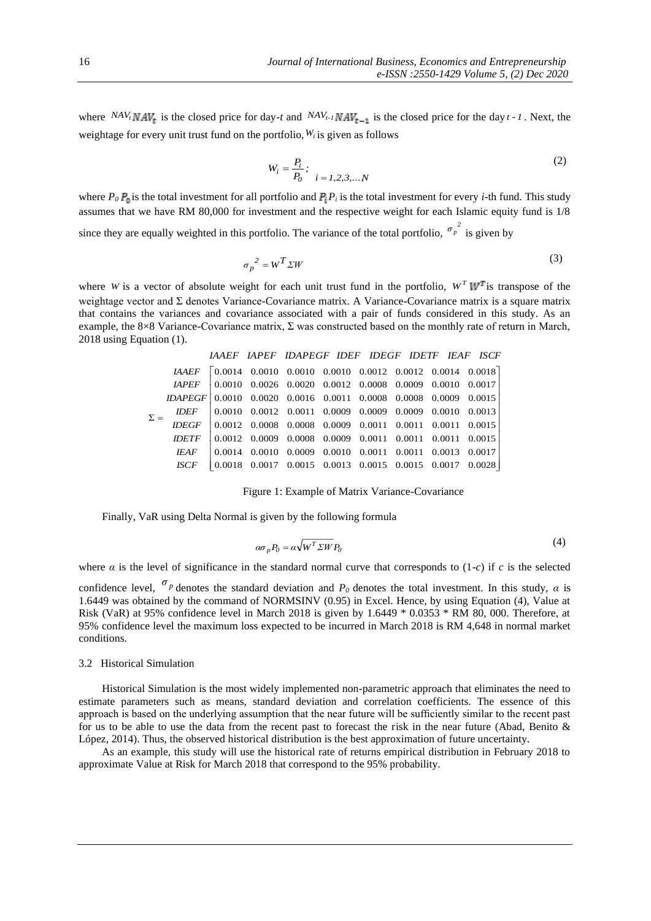where $NAV_t$ is the closed price for day-$t$ and $NAV_{t-1}$ is the closed price for the day $t-1$. Next, the weightage for every unit trust fund on the portfolio, $W_i$ is given as follows

$$W_i = \frac{P_i}{P_0}; \quad i = 1,2,3,\ldots N \tag{2}$$

where $P_0$ is the total investment for all portfolio and $P_i$ is the total investment for every $i$-th fund. This study assumes that we have RM 80,000 for investment and the respective weight for each Islamic equity fund is 1/8 since they are equally weighted in this portfolio. The variance of the total portfolio, $\sigma_p^{\,2}$ is given by

$$\sigma_p^{\,2} = W^T \Sigma W \tag{3}$$

where $W$ is a vector of absolute weight for each unit trust fund in the portfolio, $W^T$ is transpose of the weightage vector and Σ denotes Variance-Covariance matrix. A Variance-Covariance matrix is a square matrix that contains the variances and covariance associated with a pair of funds considered in this study. As an example, the 8×8 Variance-Covariance matrix, Σ was constructed based on the monthly rate of return in March, 2018 using Equation (1).

$$\Sigma = \begin{array}{c} \\ IAAEF \\ IAPEF \\ IDAPEGF \\ IDEF \\ IDEGF \\ IDETF \\ IEAF \\ ISCF \end{array} \begin{array}{c} \begin{array}{cccccccc} IAAEF & IAPEF & IDAPEGF & IDEF & IDEGF & IDETF & IEAF & ISCF \end{array} \\ \begin{bmatrix} 0.0014 & 0.0010 & 0.0010 & 0.0010 & 0.0012 & 0.0012 & 0.0014 & 0.0018 \\ 0.0010 & 0.0026 & 0.0020 & 0.0012 & 0.0008 & 0.0009 & 0.0010 & 0.0017 \\ 0.0010 & 0.0020 & 0.0016 & 0.0011 & 0.0008 & 0.0008 & 0.0009 & 0.0015 \\ 0.0010 & 0.0012 & 0.0011 & 0.0009 & 0.0009 & 0.0009 & 0.0010 & 0.0013 \\ 0.0012 & 0.0008 & 0.0008 & 0.0009 & 0.0011 & 0.0011 & 0.0011 & 0.0015 \\ 0.0012 & 0.0009 & 0.0008 & 0.0009 & 0.0011 & 0.0011 & 0.0011 & 0.0015 \\ 0.0014 & 0.0010 & 0.0009 & 0.0010 & 0.0011 & 0.0011 & 0.0013 & 0.0017 \\ 0.0018 & 0.0017 & 0.0015 & 0.0013 & 0.0015 & 0.0015 & 0.0017 & 0.0028 \end{bmatrix} \end{array}$$

Figure 1: Example of Matrix Variance-Covariance

Finally, VaR using Delta Normal is given by the following formula

$$\alpha\sigma_p P_0 = \alpha\sqrt{W^T \Sigma W} P_0 \tag{4}$$

where $\alpha$ is the level of significance in the standard normal curve that corresponds to (1-$c$) if $c$ is the selected confidence level, $\sigma_p$ denotes the standard deviation and $P_0$ denotes the total investment. In this study, $\alpha$ is 1.6449 was obtained by the command of NORMSINV (0.95) in Excel. Hence, by using Equation (4), Value at Risk (VaR) at 95% confidence level in March 2018 is given by 1.6449 * 0.0353 * RM 80, 000. Therefore, at 95% confidence level the maximum loss expected to be incurred in March 2018 is RM 4,648 in normal market conditions.

### 3.2 Historical Simulation

Historical Simulation is the most widely implemented non-parametric approach that eliminates the need to estimate parameters such as means, standard deviation and correlation coefficients. The essence of this approach is based on the underlying assumption that the near future will be sufficiently similar to the recent past for us to be able to use the data from the recent past to forecast the risk in the near future (Abad, Benito & López, 2014). Thus, the observed historical distribution is the best approximation of future uncertainty.

As an example, this study will use the historical rate of returns empirical distribution in February 2018 to approximate Value at Risk for March 2018 that correspond to the 95% probability.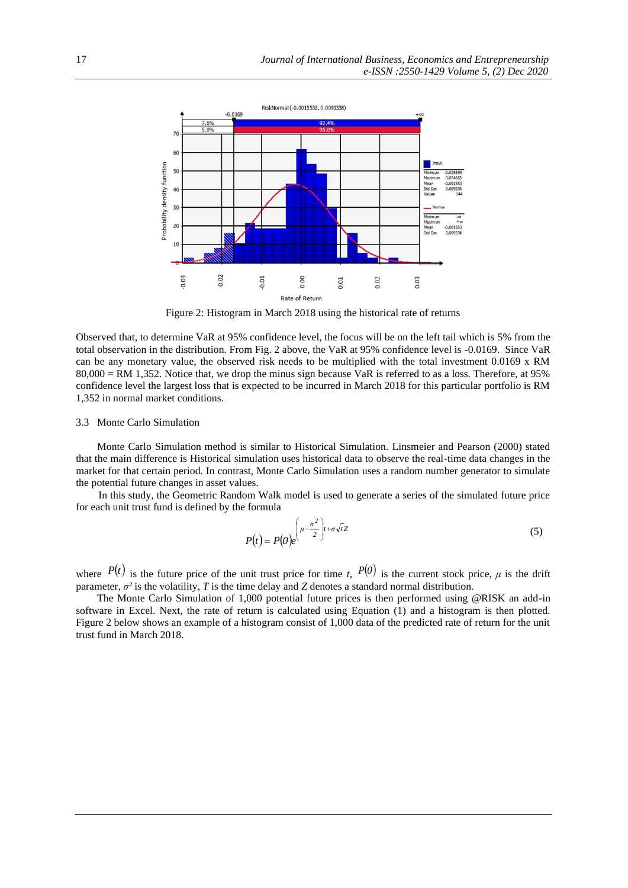Figure 2: Histogram in March 2018 using the historical rate of returns

Observed that, to determine VaR at 95% confidence level, the focus will be on the left tail which is 5% from the total observation in the distribution. From Fig. 2 above, the VaR at 95% confidence level is -0.0169. Since VaR can be any monetary value, the observed risk needs to be multiplied with the total investment 0.0169 x RM 80,000 = RM 1,352. Notice that, we drop the minus sign because VaR is referred to as a loss. Therefore, at 95% confidence level the largest loss that is expected to be incurred in March 2018 for this particular portfolio is RM 1,352 in normal market conditions.

### 3.3 Monte Carlo Simulation

Monte Carlo Simulation method is similar to Historical Simulation. Linsmeier and Pearson (2000) stated that the main difference is Historical simulation uses historical data to observe the real-time data changes in the market for that certain period. In contrast, Monte Carlo Simulation uses a random number generator to simulate the potential future changes in asset values.

In this study, the Geometric Random Walk model is used to generate a series of the simulated future price for each unit trust fund is defined by the formula

$$P(t) = P(0)e^{\left(\mu - \frac{\sigma^2}{2}\right)t + \sigma\sqrt{t}Z} \tag{5}$$

where $P(t)$ is the future price of the unit trust price for time $t$, $P(0)$ is the current stock price, $\mu$ is the drift parameter, $\sigma^2$ is the volatility, $T$ is the time delay and $Z$ denotes a standard normal distribution.

The Monte Carlo Simulation of 1,000 potential future prices is then performed using @RISK an add-in software in Excel. Next, the rate of return is calculated using Equation (1) and a histogram is then plotted. Figure 2 below shows an example of a histogram consist of 1,000 data of the predicted rate of return for the unit trust fund in March 2018.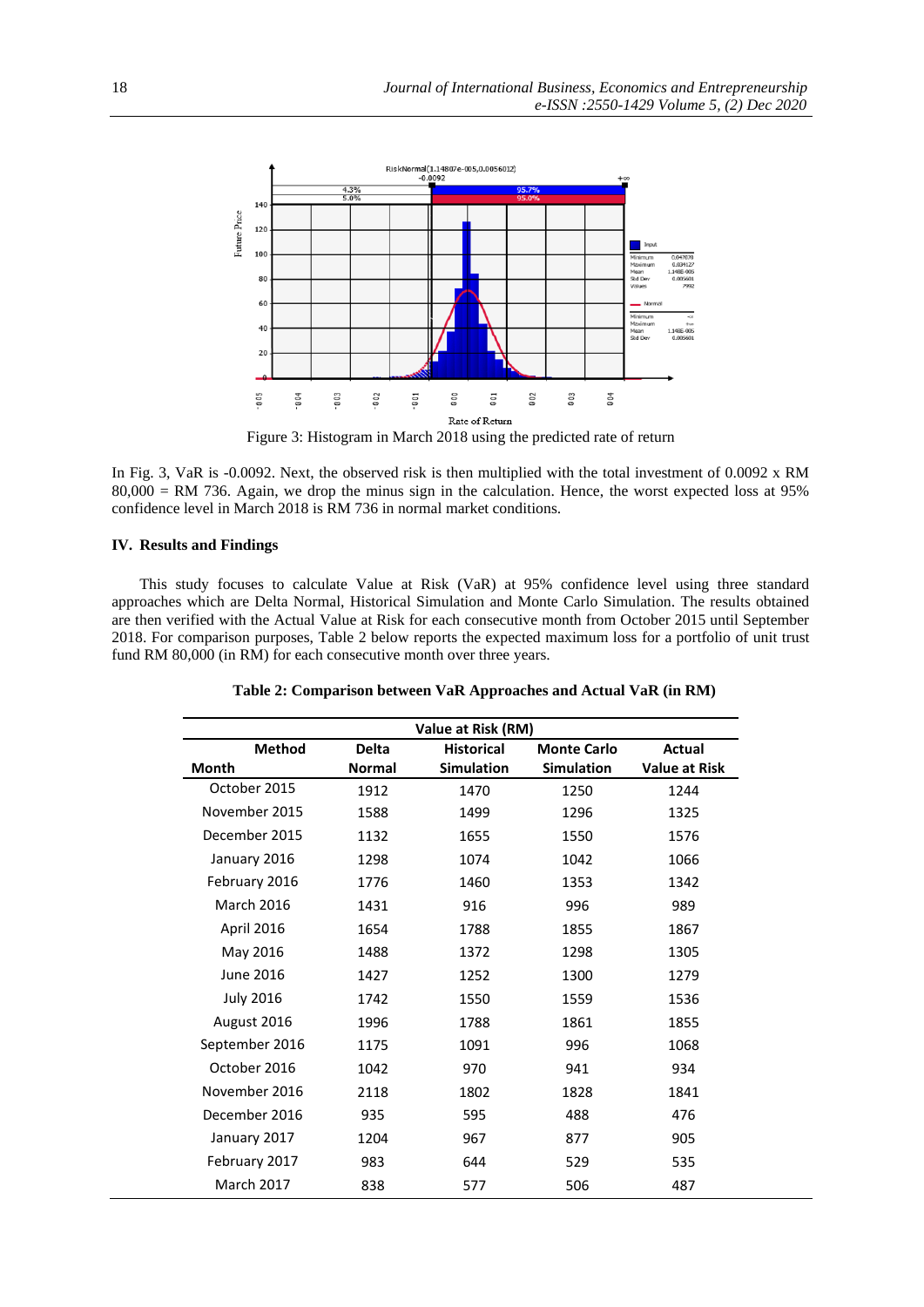Figure 3: Histogram in March 2018 using the predicted rate of return

In Fig. 3, VaR is -0.0092. Next, the observed risk is then multiplied with the total investment of 0.0092 x RM 80,000 = RM 736. Again, we drop the minus sign in the calculation. Hence, the worst expected loss at 95% confidence level in March 2018 is RM 736 in normal market conditions.

## IV. Results and Findings

This study focuses to calculate Value at Risk (VaR) at 95% confidence level using three standard approaches which are Delta Normal, Historical Simulation and Monte Carlo Simulation. The results obtained are then verified with the Actual Value at Risk for each consecutive month from October 2015 until September 2018. For comparison purposes, Table 2 below reports the expected maximum loss for a portfolio of unit trust fund RM 80,000 (in RM) for each consecutive month over three years.

**Table 2: Comparison between VaR Approaches and Actual VaR (in RM)**

| | Value at Risk (RM) | | | |
|---|---|---|---|---|
| Method<br>Month | Delta Normal | Historical Simulation | Monte Carlo Simulation | Actual Value at Risk |
| October 2015 | 1912 | 1470 | 1250 | 1244 |
| November 2015 | 1588 | 1499 | 1296 | 1325 |
| December 2015 | 1132 | 1655 | 1550 | 1576 |
| January 2016 | 1298 | 1074 | 1042 | 1066 |
| February 2016 | 1776 | 1460 | 1353 | 1342 |
| March 2016 | 1431 | 916 | 996 | 989 |
| April 2016 | 1654 | 1788 | 1855 | 1867 |
| May 2016 | 1488 | 1372 | 1298 | 1305 |
| June 2016 | 1427 | 1252 | 1300 | 1279 |
| July 2016 | 1742 | 1550 | 1559 | 1536 |
| August 2016 | 1996 | 1788 | 1861 | 1855 |
| September 2016 | 1175 | 1091 | 996 | 1068 |
| October 2016 | 1042 | 970 | 941 | 934 |
| November 2016 | 2118 | 1802 | 1828 | 1841 |
| December 2016 | 935 | 595 | 488 | 476 |
| January 2017 | 1204 | 967 | 877 | 905 |
| February 2017 | 983 | 644 | 529 | 535 |
| March 2017 | 838 | 577 | 506 | 487 |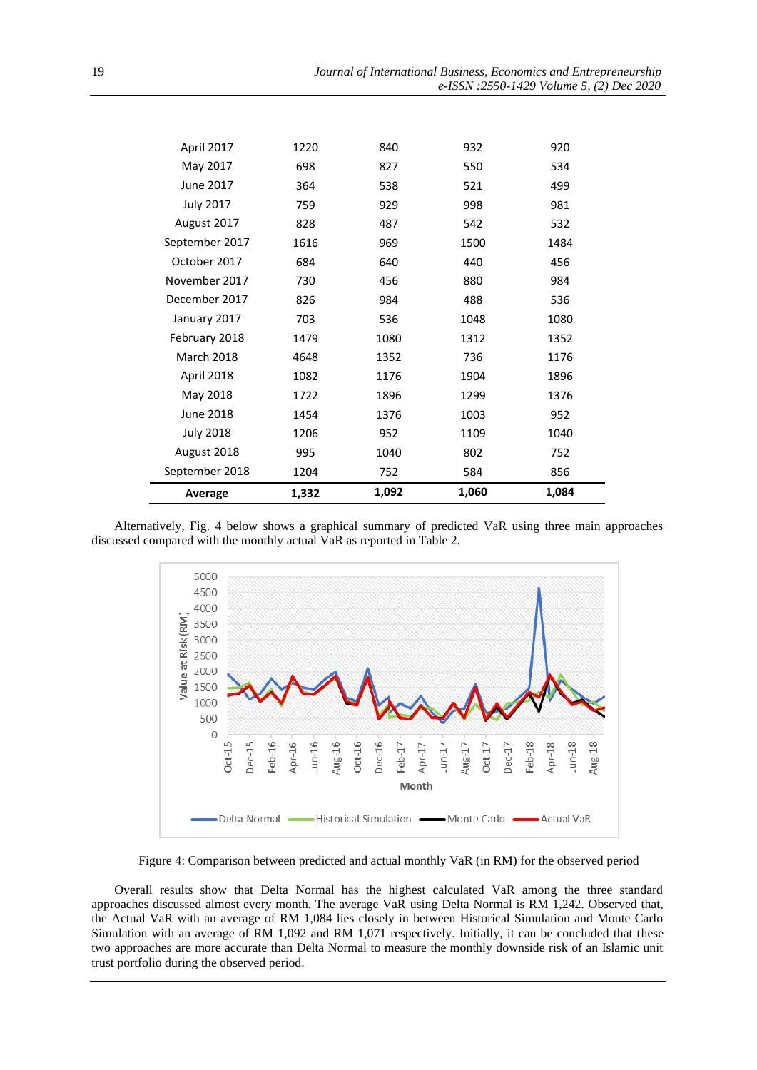| | | | | |
|---|---|---|---|---|
| April 2017 | 1220 | 840 | 932 | 920 |
| May 2017 | 698 | 827 | 550 | 534 |
| June 2017 | 364 | 538 | 521 | 499 |
| July 2017 | 759 | 929 | 998 | 981 |
| August 2017 | 828 | 487 | 542 | 532 |
| September 2017 | 1616 | 969 | 1500 | 1484 |
| October 2017 | 684 | 640 | 440 | 456 |
| November 2017 | 730 | 456 | 880 | 984 |
| December 2017 | 826 | 984 | 488 | 536 |
| January 2017 | 703 | 536 | 1048 | 1080 |
| February 2018 | 1479 | 1080 | 1312 | 1352 |
| March 2018 | 4648 | 1352 | 736 | 1176 |
| April 2018 | 1082 | 1176 | 1904 | 1896 |
| May 2018 | 1722 | 1896 | 1299 | 1376 |
| June 2018 | 1454 | 1376 | 1003 | 952 |
| July 2018 | 1206 | 952 | 1109 | 1040 |
| August 2018 | 995 | 1040 | 802 | 752 |
| September 2018 | 1204 | 752 | 584 | 856 |
| **Average** | **1,332** | **1,092** | **1,060** | **1,084** |

Alternatively, Fig. 4 below shows a graphical summary of predicted VaR using three main approaches discussed compared with the monthly actual VaR as reported in Table 2.

Figure 4: Comparison between predicted and actual monthly VaR (in RM) for the observed period

Overall results show that Delta Normal has the highest calculated VaR among the three standard approaches discussed almost every month. The average VaR using Delta Normal is RM 1,242. Observed that, the Actual VaR with an average of RM 1,084 lies closely in between Historical Simulation and Monte Carlo Simulation with an average of RM 1,092 and RM 1,071 respectively. Initially, it can be concluded that these two approaches are more accurate than Delta Normal to measure the monthly downside risk of an Islamic unit trust portfolio during the observed period.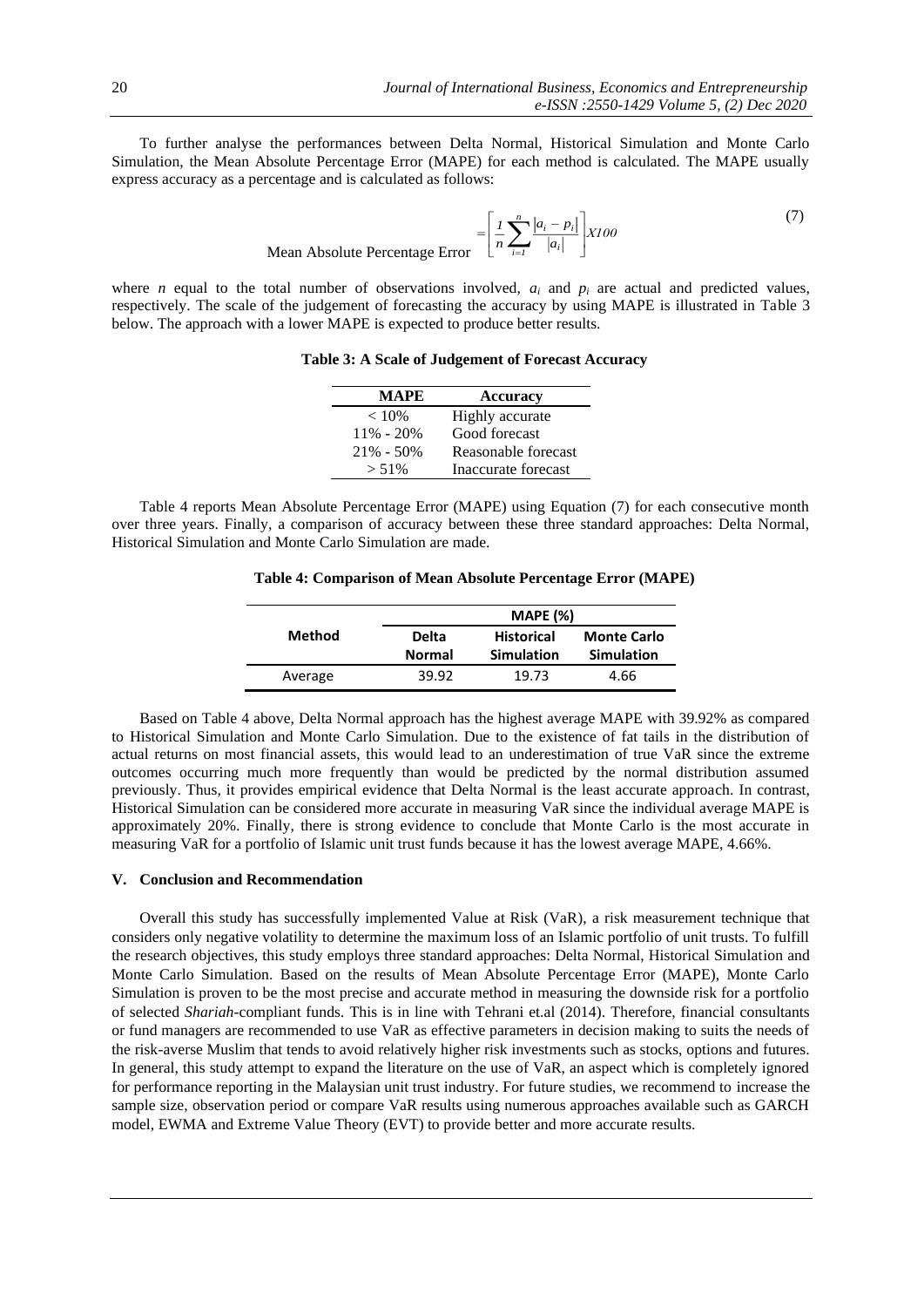To further analyse the performances between Delta Normal, Historical Simulation and Monte Carlo Simulation, the Mean Absolute Percentage Error (MAPE) for each method is calculated. The MAPE usually express accuracy as a percentage and is calculated as follows:

$$\text{Mean Absolute Percentage Error} = \left[ \frac{1}{n} \sum_{i=1}^{n} \frac{|a_i - p_i|}{|a_i|} \right] X100 \tag{7}$$

where $n$ equal to the total number of observations involved, $a_i$ and $p_i$ are actual and predicted values, respectively. The scale of the judgement of forecasting the accuracy by using MAPE is illustrated in Table 3 below. The approach with a lower MAPE is expected to produce better results.

**Table 3: A Scale of Judgement of Forecast Accuracy**

| MAPE | Accuracy |
|---|---|
| < 10% | Highly accurate |
| 11% - 20% | Good forecast |
| 21% - 50% | Reasonable forecast |
| > 51% | Inaccurate forecast |

Table 4 reports Mean Absolute Percentage Error (MAPE) using Equation (7) for each consecutive month over three years. Finally, a comparison of accuracy between these three standard approaches: Delta Normal, Historical Simulation and Monte Carlo Simulation are made.

**Table 4: Comparison of Mean Absolute Percentage Error (MAPE)**

| Method | MAPE (%) | | |
|---|---|---|---|
| | Delta Normal | Historical Simulation | Monte Carlo Simulation |
| Average | 39.92 | 19.73 | 4.66 |

Based on Table 4 above, Delta Normal approach has the highest average MAPE with 39.92% as compared to Historical Simulation and Monte Carlo Simulation. Due to the existence of fat tails in the distribution of actual returns on most financial assets, this would lead to an underestimation of true VaR since the extreme outcomes occurring much more frequently than would be predicted by the normal distribution assumed previously. Thus, it provides empirical evidence that Delta Normal is the least accurate approach. In contrast, Historical Simulation can be considered more accurate in measuring VaR since the individual average MAPE is approximately 20%. Finally, there is strong evidence to conclude that Monte Carlo is the most accurate in measuring VaR for a portfolio of Islamic unit trust funds because it has the lowest average MAPE, 4.66%.

## V. Conclusion and Recommendation

Overall this study has successfully implemented Value at Risk (VaR), a risk measurement technique that considers only negative volatility to determine the maximum loss of an Islamic portfolio of unit trusts. To fulfill the research objectives, this study employs three standard approaches: Delta Normal, Historical Simulation and Monte Carlo Simulation. Based on the results of Mean Absolute Percentage Error (MAPE), Monte Carlo Simulation is proven to be the most precise and accurate method in measuring the downside risk for a portfolio of selected *Shariah*-compliant funds. This is in line with Tehrani et.al (2014). Therefore, financial consultants or fund managers are recommended to use VaR as effective parameters in decision making to suits the needs of the risk-averse Muslim that tends to avoid relatively higher risk investments such as stocks, options and futures. In general, this study attempt to expand the literature on the use of VaR, an aspect which is completely ignored for performance reporting in the Malaysian unit trust industry. For future studies, we recommend to increase the sample size, observation period or compare VaR results using numerous approaches available such as GARCH model, EWMA and Extreme Value Theory (EVT) to provide better and more accurate results.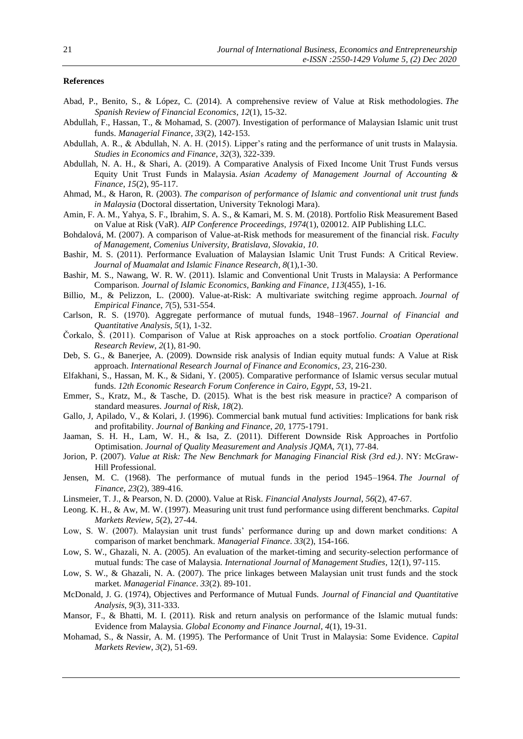## References

Abad, P., Benito, S., & López, C. (2014). A comprehensive review of Value at Risk methodologies. *The Spanish Review of Financial Economics*, *12*(1), 15-32.

Abdullah, F., Hassan, T., & Mohamad, S. (2007). Investigation of performance of Malaysian Islamic unit trust funds. *Managerial Finance*, *33*(2), 142-153.

Abdullah, A. R., & Abdullah, N. A. H. (2015). Lipper's rating and the performance of unit trusts in Malaysia. *Studies in Economics and Finance*, *32*(3), 322-339.

Abdullah, N. A. H., & Shari, A. (2019). A Comparative Analysis of Fixed Income Unit Trust Funds versus Equity Unit Trust Funds in Malaysia. *Asian Academy of Management Journal of Accounting & Finance*, *15*(2), 95-117.

Ahmad, M., & Haron, R. (2003). *The comparison of performance of Islamic and conventional unit trust funds in Malaysia* (Doctoral dissertation, University Teknologi Mara).

Amin, F. A. M., Yahya, S. F., Ibrahim, S. A. S., & Kamari, M. S. M. (2018). Portfolio Risk Measurement Based on Value at Risk (VaR). *AIP Conference Proceedings*, *1974*(1), 020012. AIP Publishing LLC.

Bohdalová, M. (2007). A comparison of Value-at-Risk methods for measurement of the financial risk. *Faculty of Management, Comenius University, Bratislava, Slovakia*, *10*.

Bashir, M. S. (2011). Performance Evaluation of Malaysian Islamic Unit Trust Funds: A Critical Review. *Journal of Muamalat and Islamic Finance Research*, *8*(1),1-30.

Bashir, M. S., Nawang, W. R. W. (2011). Islamic and Conventional Unit Trusts in Malaysia: A Performance Comparison. *Journal of Islamic Economics, Banking and Finance*, *113*(455), 1-16.

Billio, M., & Pelizzon, L. (2000). Value-at-Risk: A multivariate switching regime approach. *Journal of Empirical Finance*, *7*(5), 531-554.

Carlson, R. S. (1970). Aggregate performance of mutual funds, 1948–1967. *Journal of Financial and Quantitative Analysis*, *5*(1), 1-32.

Čorkalo, Š. (2011). Comparison of Value at Risk approaches on a stock portfolio. *Croatian Operational Research Review*, *2*(1), 81-90.

Deb, S. G., & Banerjee, A. (2009). Downside risk analysis of Indian equity mutual funds: A Value at Risk approach. *International Research Journal of Finance and Economics*, *23*, 216-230.

Elfakhani, S., Hassan, M. K., & Sidani, Y. (2005). Comparative performance of Islamic versus secular mutual funds. *12th Economic Research Forum Conference in Cairo, Egypt*, *53*, 19-21.

Emmer, S., Kratz, M., & Tasche, D. (2015). What is the best risk measure in practice? A comparison of standard measures. *Journal of Risk*, *18*(2).

Gallo, J, Apilado, V., & Kolari, J. (1996). Commercial bank mutual fund activities: Implications for bank risk and profitability. *Journal of Banking and Finance*, *20*, 1775-1791.

Jaaman, S. H. H., Lam, W. H., & Isa, Z. (2011). Different Downside Risk Approaches in Portfolio Optimisation. *Journal of Quality Measurement and Analysis JQMA*, *7*(1), 77-84.

Jorion, P. (2007). *Value at Risk: The New Benchmark for Managing Financial Risk (3rd ed.)*. NY: McGraw-Hill Professional.

Jensen, M. C. (1968). The performance of mutual funds in the period 1945–1964. *The Journal of Finance*, *23*(2), 389-416.

Linsmeier, T. J., & Pearson, N. D. (2000). Value at Risk. *Financial Analysts Journal*, *56*(2), 47-67.

Leong. K. H., & Aw, M. W. (1997). Measuring unit trust fund performance using different benchmarks. *Capital Markets Review*, *5*(2), 27-44.

Low, S. W. (2007). Malaysian unit trust funds' performance during up and down market conditions: A comparison of market benchmark. *Managerial Finance*. *33*(2), 154-166.

Low, S. W., Ghazali, N. A. (2005). An evaluation of the market-timing and security-selection performance of mutual funds: The case of Malaysia. *International Journal of Management Studies*, 12(1), 97-115.

Low, S. W., & Ghazali, N. A. (2007). The price linkages between Malaysian unit trust funds and the stock market. *Managerial Finance*. *33*(2). 89-101.

McDonald, J. G. (1974), Objectives and Performance of Mutual Funds. *Journal of Financial and Quantitative Analysis*, *9*(3), 311-333.

Mansor, F., & Bhatti, M. I. (2011). Risk and return analysis on performance of the Islamic mutual funds: Evidence from Malaysia. *Global Economy and Finance Journal*, *4*(1), 19-31.

Mohamad, S., & Nassir, A. M. (1995). The Performance of Unit Trust in Malaysia: Some Evidence. *Capital Markets Review*, *3*(2), 51-69.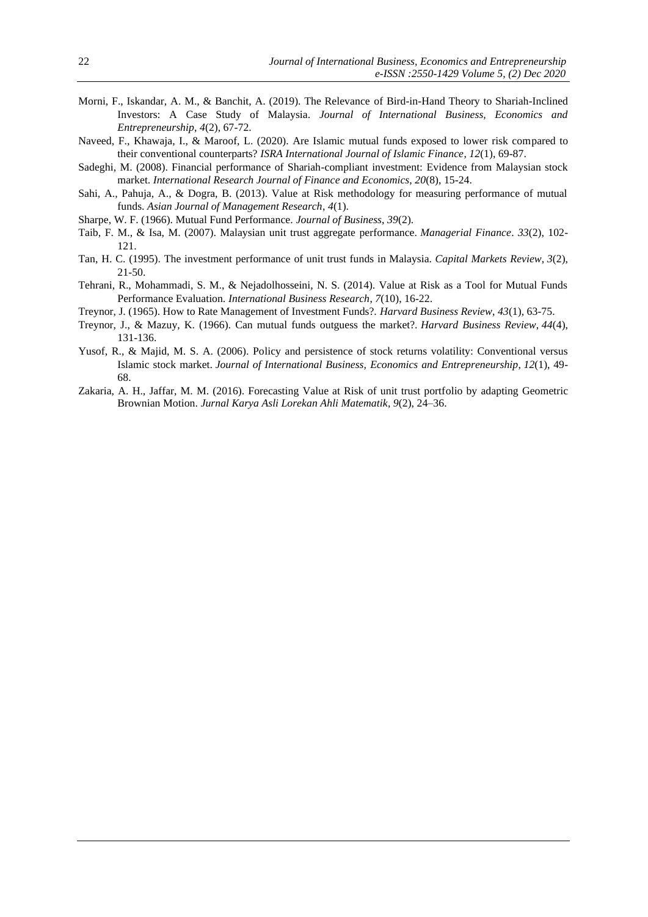Morni, F., Iskandar, A. M., & Banchit, A. (2019). The Relevance of Bird-in-Hand Theory to Shariah-Inclined Investors: A Case Study of Malaysia. *Journal of International Business, Economics and Entrepreneurship*, *4*(2), 67-72.

Naveed, F., Khawaja, I., & Maroof, L. (2020). Are Islamic mutual funds exposed to lower risk compared to their conventional counterparts? *ISRA International Journal of Islamic Finance*, *12*(1), 69-87.

Sadeghi, M. (2008). Financial performance of Shariah-compliant investment: Evidence from Malaysian stock market. *International Research Journal of Finance and Economics*, *20*(8), 15-24.

Sahi, A., Pahuja, A., & Dogra, B. (2013). Value at Risk methodology for measuring performance of mutual funds. *Asian Journal of Management Research*, *4*(1).

Sharpe, W. F. (1966). Mutual Fund Performance. *Journal of Business*, *39*(2).

Taib, F. M., & Isa, M. (2007). Malaysian unit trust aggregate performance. *Managerial Finance*. *33*(2), 102-121.

Tan, H. C. (1995). The investment performance of unit trust funds in Malaysia. *Capital Markets Review*, *3*(2), 21-50.

Tehrani, R., Mohammadi, S. M., & Nejadolhosseini, N. S. (2014). Value at Risk as a Tool for Mutual Funds Performance Evaluation. *International Business Research*, *7*(10), 16-22.

Treynor, J. (1965). How to Rate Management of Investment Funds?. *Harvard Business Review*, *43*(1), 63-75.

Treynor, J., & Mazuy, K. (1966). Can mutual funds outguess the market?. *Harvard Business Review*, *44*(4), 131-136.

Yusof, R., & Majid, M. S. A. (2006). Policy and persistence of stock returns volatility: Conventional versus Islamic stock market. *Journal of International Business, Economics and Entrepreneurship*, *12*(1), 49-68.

Zakaria, A. H., Jaffar, M. M. (2016). Forecasting Value at Risk of unit trust portfolio by adapting Geometric Brownian Motion. *Jurnal Karya Asli Lorekan Ahli Matematik*, *9*(2), 24–36.